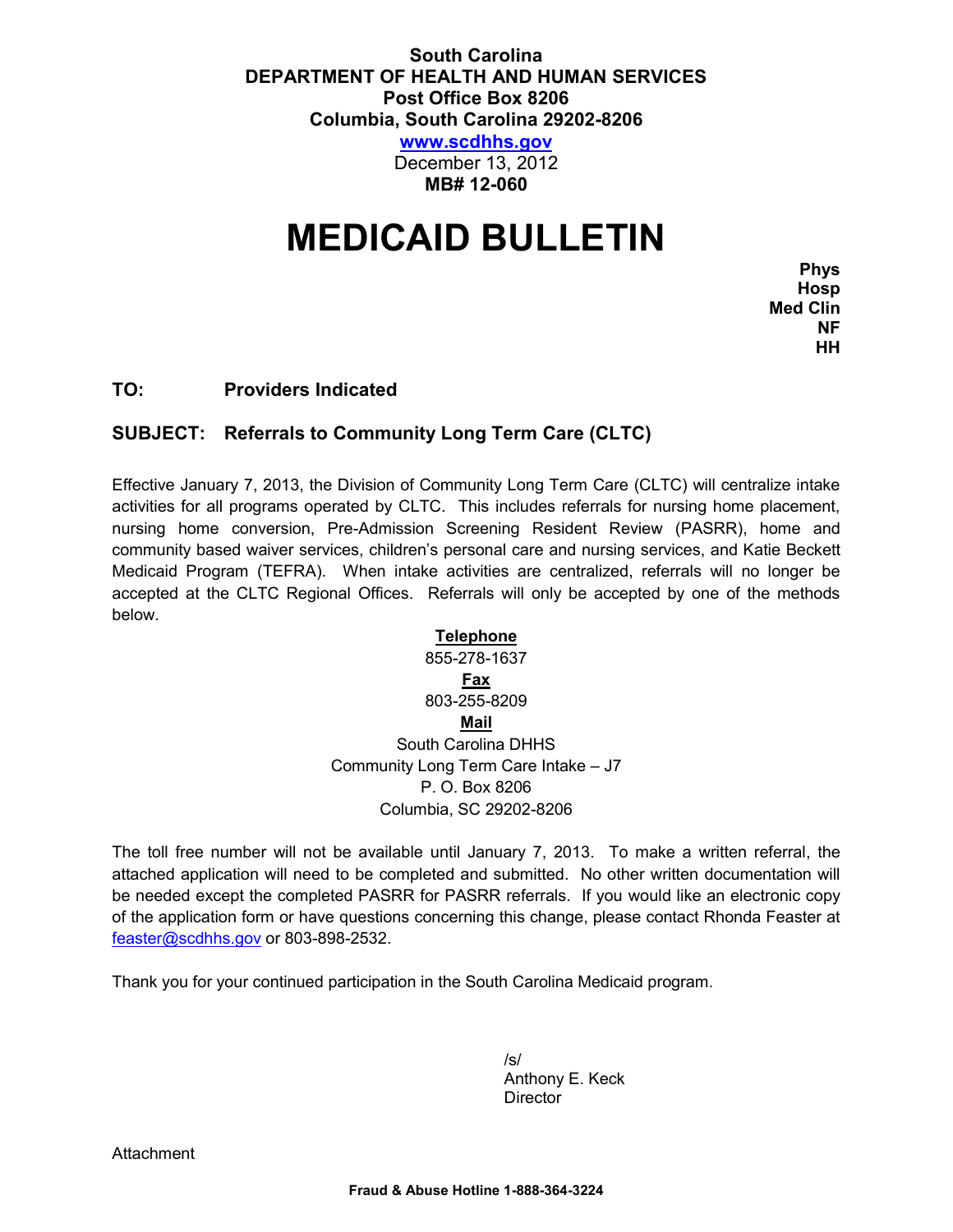**South Carolina**
**DEPARTMENT OF HEALTH AND HUMAN SERVICES**
**Post Office Box 8206**
**Columbia, South Carolina 29202-8206**
**www.scdhhs.gov**
December 13, 2012
**MB# 12-060**

# MEDICAID BULLETIN

**Phys**
**Hosp**
**Med Clin**
**NF**
**HH**

**TO: Providers Indicated**

**SUBJECT: Referrals to Community Long Term Care (CLTC)**

Effective January 7, 2013, the Division of Community Long Term Care (CLTC) will centralize intake activities for all programs operated by CLTC. This includes referrals for nursing home placement, nursing home conversion, Pre-Admission Screening Resident Review (PASRR), home and community based waiver services, children's personal care and nursing services, and Katie Beckett Medicaid Program (TEFRA). When intake activities are centralized, referrals will no longer be accepted at the CLTC Regional Offices. Referrals will only be accepted by one of the methods below.

**Telephone**
855-278-1637

**Fax**
803-255-8209

**Mail**
South Carolina DHHS
Community Long Term Care Intake – J7
P. O. Box 8206
Columbia, SC 29202-8206

The toll free number will not be available until January 7, 2013. To make a written referral, the attached application will need to be completed and submitted. No other written documentation will be needed except the completed PASRR for PASRR referrals. If you would like an electronic copy of the application form or have questions concerning this change, please contact Rhonda Feaster at feaster@scdhhs.gov or 803-898-2532.

Thank you for your continued participation in the South Carolina Medicaid program.

/s/
Anthony E. Keck
Director

Attachment

**Fraud & Abuse Hotline 1-888-364-3224**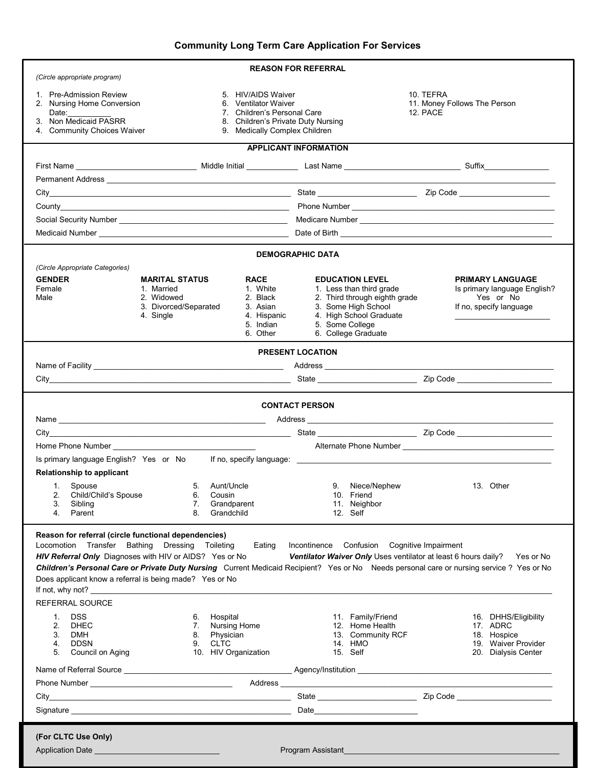# Community Long Term Care Application For Services

## REASON FOR REFERRAL

*(Circle appropriate program)*

1. Pre-Admission Review
2. Nursing Home Conversion
   Date:___________
3. Non Medicaid PASRR
4. Community Choices Waiver
5. HIV/AIDS Waiver
6. Ventilator Waiver
7. Children's Personal Care
8. Children's Private Duty Nursing
9. Medically Complex Children
10. TEFRA
11. Money Follows The Person
12. PACE

## APPLICANT INFORMATION

First Name ____________________________ Middle Initial ____________ Last Name ___________________________ Suffix_______________

Permanent Address ________________________________________________________________________________

City_______________________________________________________ State ______________________ Zip Code _____________________

County______________________________________________________ Phone Number _____________________________________________

Social Security Number ______________________________________ Medicare Number ___________________________________________

Medicaid Number ____________________________________________ Date of Birth ______________________________________________

## DEMOGRAPHIC DATA

*(Circle Appropriate Categories)*

| GENDER | MARITAL STATUS | RACE | EDUCATION LEVEL | PRIMARY LANGUAGE |
|---|---|---|---|---|
| Female | 1. Married | 1. White | 1. Less than third grade | Is primary language English? |
| Male | 2. Widowed | 2. Black | 2. Third through eighth grade | Yes or No |
| | 3. Divorced/Separated | 3. Asian | 3. Some High School | If no, specify language |
| | 4. Single | 4. Hispanic | 4. High School Graduate | _____________________ |
| | | 5. Indian | 5. Some College | |
| | | 6. Other | 6. College Graduate | |

## PRESENT LOCATION

Name of Facility ____________________________________________ Address ____________________________________________________

City_______________________________________________________ State ______________________ Zip Code _____________________

## CONTACT PERSON

Name _________________________________________________ Address ____________________________________________________

City_______________________________________________________ State ______________________ Zip Code _____________________

Home Phone Number ___________________________________ Alternate Phone Number ___________________________________

Is primary language English? Yes or No If no, specify language: ___________________________________________________

**Relationship to applicant**

1. Spouse
2. Child/Child's Spouse
3. Sibling
4. Parent
5. Aunt/Uncle
6. Cousin
7. Grandparent
8. Grandchild
9. Niece/Nephew
10. Friend
11. Neighbor
12. Self
13. Other

**Reason for referral (circle functional dependencies)**

Locomotion Transfer Bathing Dressing Toileting Eating Incontinence Confusion Cognitive Impairment

***HIV Referral Only*** Diagnoses with HIV or AIDS? Yes or No ***Ventilator Waiver Only*** Uses ventilator at least 6 hours daily? Yes or No

***Children's Personal Care or Private Duty Nursing*** Current Medicaid Recipient? Yes or No Needs personal care or nursing service ? Yes or No

Does applicant know a referral is being made? Yes or No

If not, why not? ________________________________________________________________________________________

REFERRAL SOURCE

1. DSS
2. DHEC
3. DMH
4. DDSN
5. Council on Aging
6. Hospital
7. Nursing Home
8. Physician
9. CLTC
10. HIV Organization
11. Family/Friend
12. Home Health
13. Community RCF
14. HMO
15. Self
16. DHHS/Eligibility
17. ADRC
18. Hospice
19. Waiver Provider
20. Dialysis Center

Name of Referral Source _______________________________________ Agency/Institution _______________________________________

Phone Number _________________________________ Address ________________________________________________________

City_______________________________________________________ State ______________________ Zip Code _____________________

Signature ___________________________________________________ Date________________________

**(For CLTC Use Only)**

Application Date _____________________________ Program Assistant_________________________________________________